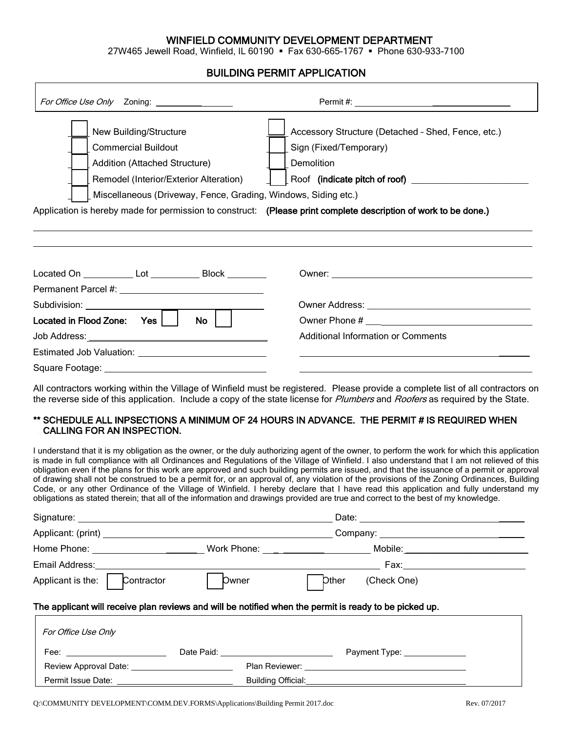# WINFIELD COMMUNITY DEVELOPMENT DEPARTMENT

27W465 Jewell Road, Winfield, IL 60190 ▪ Fax 630-665-1767 ▪ Phone 630-933-7100

## BUILDING PERMIT APPLICATION

*For Office Use Only* Zoning: ________________ Permit #: ________________________________

☐ New Building/Structure
☐ Commercial Buildout
☐ Addition (Attached Structure)
☐ Remodel (Interior/Exterior Alteration)
☐ Miscellaneous (Driveway, Fence, Grading, Windows, Siding etc.)
☐ Accessory Structure (Detached – Shed, Fence, etc.)
☐ Sign (Fixed/Temporary)
☐ Demolition
☐ Roof **(indicate pitch of roof)** ________________________

Application is hereby made for permission to construct: **(Please print complete description of work to be done.)**

______________________________________________________________________________

______________________________________________________________________________

Located On __________ Lot __________ Block ________

Permanent Parcel #: ______________________________

Subdivision: ______________________________

**Located in Flood Zone: Yes ☐ No ☐**

Job Address: ______________________________

Estimated Job Valuation: ______________________________

Square Footage: ______________________________

Owner: ______________________________

Owner Address: ______________________________

Owner Phone # ______________________________

Additional Information or Comments

______________________________

______________________________

All contractors working within the Village of Winfield must be registered. Please provide a complete list of all contractors on the reverse side of this application. Include a copy of the state license for *Plumbers* and *Roofers* as required by the State.

**\*\* SCHEDULE ALL INPSECTIONS A MINIMUM OF 24 HOURS IN ADVANCE. THE PERMIT # IS REQUIRED WHEN CALLING FOR AN INSPECTION.**

I understand that it is my obligation as the owner, or the duly authorizing agent of the owner, to perform the work for which this application is made in full compliance with all Ordinances and Regulations of the Village of Winfield. I also understand that I am not relieved of this obligation even if the plans for this work are approved and such building permits are issued, and that the issuance of a permit or approval of drawing shall not be construed to be a permit for, or an approval of, any violation of the provisions of the Zoning Ordinances, Building Code, or any other Ordinance of the Village of Winfield. I hereby declare that I have read this application and fully understand my obligations as stated therein; that all of the information and drawings provided are true and correct to the best of my knowledge.

Signature: ______________________________ Date: ______________________________

Applicant: (print) ______________________________ Company: ______________________________

Home Phone: ________________ Work Phone: ________________ Mobile: ________________

Email Address: ______________________________ Fax: ______________________________

Applicant is the: ☐ Contractor ☐ Owner ☐ Other (Check One)

**The applicant will receive plan reviews and will be notified when the permit is ready to be picked up.**

*For Office Use Only*

Fee: ________________ Date Paid: ________________ Payment Type: ________________

Review Approval Date: ________________ Plan Reviewer: ________________________________

Permit Issue Date: ________________ Building Official: ________________________________

Q:\COMMUNITY DEVELOPMENT\COMM.DEV.FORMS\Applications\Building Permit 2017.doc Rev. 07/2017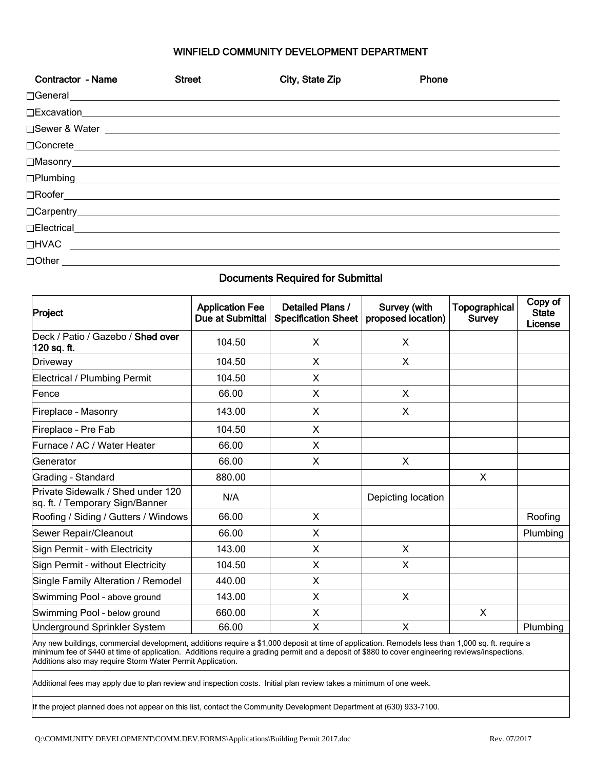## WINFIELD COMMUNITY DEVELOPMENT DEPARTMENT

| Contractor - Name | Street | City, State Zip | Phone |
|---|---|---|---|
| ☐General | | | |
| ☐Excavation | | | |
| ☐Sewer & Water | | | |
| ☐Concrete | | | |
| ☐Masonry | | | |
| ☐Plumbing | | | |
| ☐Roofer | | | |
| ☐Carpentry | | | |
| ☐Electrical | | | |
| ☐HVAC | | | |
| ☐Other | | | |

### Documents Required for Submittal

| Project | Application Fee Due at Submittal | Detailed Plans / Specification Sheet | Survey (with proposed location) | Topographical Survey | Copy of State License |
|---|---|---|---|---|---|
| Deck / Patio / Gazebo / **Shed over 120 sq. ft.** | 104.50 | X | X | | |
| Driveway | 104.50 | X | X | | |
| Electrical / Plumbing Permit | 104.50 | X | | | |
| Fence | 66.00 | X | X | | |
| Fireplace – Masonry | 143.00 | X | X | | |
| Fireplace – Pre Fab | 104.50 | X | | | |
| Furnace / AC / Water Heater | 66.00 | X | | | |
| Generator | 66.00 | X | X | | |
| Grading – Standard | 880.00 | | | X | |
| Private Sidewalk / Shed under 120 sq. ft. / Temporary Sign/Banner | N/A | | Depicting location | | |
| Roofing / Siding / Gutters / Windows | 66.00 | X | | | Roofing |
| Sewer Repair/Cleanout | 66.00 | X | | | Plumbing |
| Sign Permit – with Electricity | 143.00 | X | X | | |
| Sign Permit – without Electricity | 104.50 | X | X | | |
| Single Family Alteration / Remodel | 440.00 | X | | | |
| Swimming Pool – above ground | 143.00 | X | X | | |
| Swimming Pool – below ground | 660.00 | X | | X | |
| Underground Sprinkler System | 66.00 | X | X | | Plumbing |

Any new buildings, commercial development, additions require a $1,000 deposit at time of application. Remodels less than 1,000 sq. ft. require a minimum fee of $440 at time of application. Additions require a grading permit and a deposit of $880 to cover engineering reviews/inspections. Additions also may require Storm Water Permit Application.

Additional fees may apply due to plan review and inspection costs. Initial plan review takes a minimum of one week.

If the project planned does not appear on this list, contact the Community Development Department at (630) 933-7100.

Q:\COMMUNITY DEVELOPMENT\COMM.DEV.FORMS\Applications\Building Permit 2017.doc Rev. 07/2017